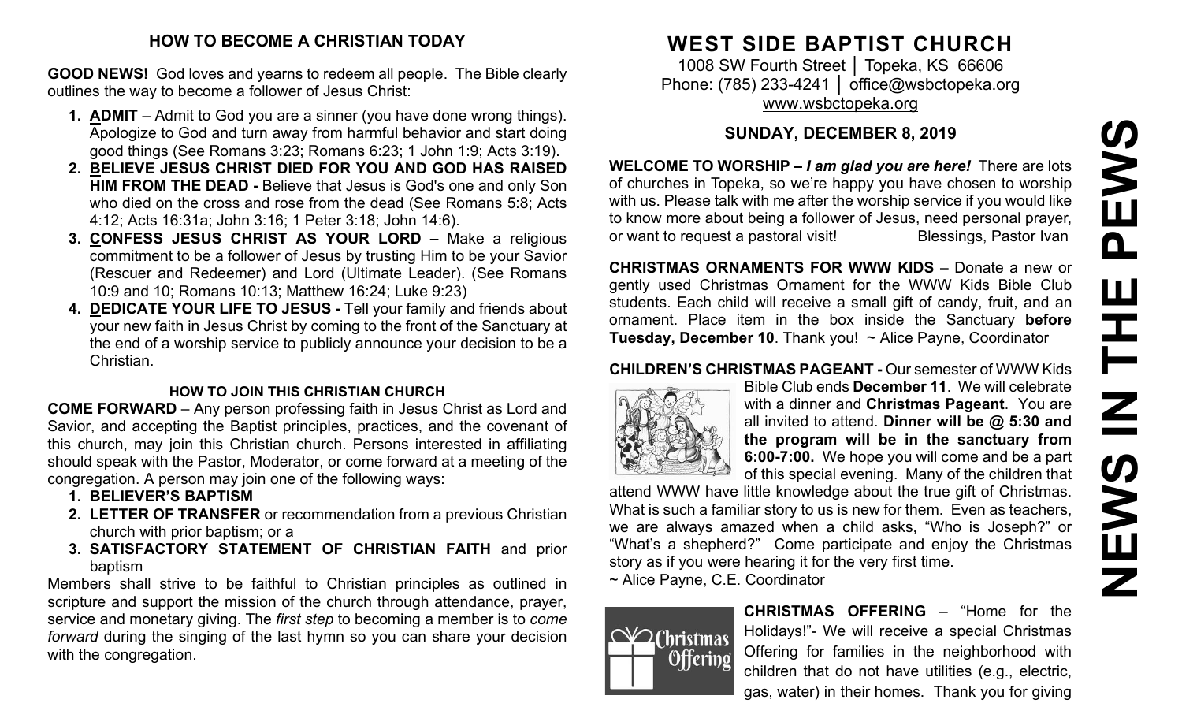## HOW TO BECOME A CHRISTIAN TODAY

**GOOD NEWS!** God loves and yearns to redeem all people. The Bible clearly outlines the way to become a follower of Jesus Christ:

1. **ADMIT** – Admit to God you are a sinner (you have done wrong things). Apologize to God and turn away from harmful behavior and start doing good things (See Romans 3:23; Romans 6:23; 1 John 1:9; Acts 3:19).
2. **BELIEVE JESUS CHRIST DIED FOR YOU AND GOD HAS RAISED HIM FROM THE DEAD -** Believe that Jesus is God's one and only Son who died on the cross and rose from the dead (See Romans 5:8; Acts 4:12; Acts 16:31a; John 3:16; 1 Peter 3:18; John 14:6).
3. **CONFESS JESUS CHRIST AS YOUR LORD –** Make a religious commitment to be a follower of Jesus by trusting Him to be your Savior (Rescuer and Redeemer) and Lord (Ultimate Leader). (See Romans 10:9 and 10; Romans 10:13; Matthew 16:24; Luke 9:23)
4. **DEDICATE YOUR LIFE TO JESUS -** Tell your family and friends about your new faith in Jesus Christ by coming to the front of the Sanctuary at the end of a worship service to publicly announce your decision to be a Christian.

### HOW TO JOIN THIS CHRISTIAN CHURCH

**COME FORWARD** – Any person professing faith in Jesus Christ as Lord and Savior, and accepting the Baptist principles, practices, and the covenant of this church, may join this Christian church. Persons interested in affiliating should speak with the Pastor, Moderator, or come forward at a meeting of the congregation. A person may join one of the following ways:

1. **BELIEVER'S BAPTISM**
2. **LETTER OF TRANSFER** or recommendation from a previous Christian church with prior baptism; or a
3. **SATISFACTORY STATEMENT OF CHRISTIAN FAITH** and prior baptism

Members shall strive to be faithful to Christian principles as outlined in scripture and support the mission of the church through attendance, prayer, service and monetary giving. The *first step* to becoming a member is to *come forward* during the singing of the last hymn so you can share your decision with the congregation.

# WEST SIDE BAPTIST CHURCH

1008 SW Fourth Street │ Topeka, KS 66606
Phone: (785) 233-4241 │ office@wsbctopeka.org
www.wsbctopeka.org

## SUNDAY, DECEMBER 8, 2019

**WELCOME TO WORSHIP –** ***I am glad you are here!*** There are lots of churches in Topeka, so we're happy you have chosen to worship with us. Please talk with me after the worship service if you would like to know more about being a follower of Jesus, need personal prayer, or want to request a pastoral visit! Blessings, Pastor Ivan

**CHRISTMAS ORNAMENTS FOR WWW KIDS** – Donate a new or gently used Christmas Ornament for the WWW Kids Bible Club students. Each child will receive a small gift of candy, fruit, and an ornament. Place item in the box inside the Sanctuary **before Tuesday, December 10**. Thank you! ~ Alice Payne, Coordinator

**CHILDREN'S CHRISTMAS PAGEANT -** Our semester of WWW Kids Bible Club ends **December 11**. We will celebrate with a dinner and **Christmas Pageant**. You are all invited to attend. **Dinner will be @ 5:30 and the program will be in the sanctuary from 6:00-7:00.** We hope you will come and be a part of this special evening. Many of the children that attend WWW have little knowledge about the true gift of Christmas. What is such a familiar story to us is new for them. Even as teachers, we are always amazed when a child asks, "Who is Joseph?" or "What's a shepherd?" Come participate and enjoy the Christmas story as if you were hearing it for the very first time.
~ Alice Payne, C.E. Coordinator

**CHRISTMAS OFFERING** – "Home for the Holidays!"- We will receive a special Christmas Offering for families in the neighborhood with children that do not have utilities (e.g., electric, gas, water) in their homes. Thank you for giving

# NEWS IN THE PEWS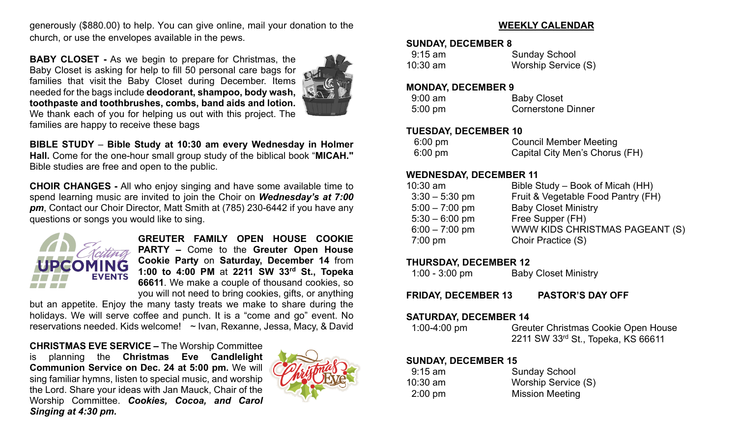generously ($880.00) to help. You can give online, mail your donation to the church, or use the envelopes available in the pews.

**BABY CLOSET -** As we begin to prepare for Christmas, the Baby Closet is asking for help to fill 50 personal care bags for families that visit the Baby Closet during December. Items needed for the bags include **deodorant, shampoo, body wash, toothpaste and toothbrushes, combs, band aids and lotion.** We thank each of you for helping us out with this project. The families are happy to receive these bags

**BIBLE STUDY** – **Bible Study at 10:30 am every Wednesday in Holmer Hall.** Come for the one-hour small group study of the biblical book "**MICAH."** Bible studies are free and open to the public.

**CHOIR CHANGES -** All who enjoy singing and have some available time to spend learning music are invited to join the Choir on ***Wednesday's at 7:00 pm***, Contact our Choir Director, Matt Smith at (785) 230-6442 if you have any questions or songs you would like to sing.

**GREUTER FAMILY OPEN HOUSE COOKIE PARTY –** Come to the **Greuter Open House Cookie Party** on **Saturday, December 14** from **1:00 to 4:00 PM** at **2211 SW 33rd St., Topeka 66611**. We make a couple of thousand cookies, so you will not need to bring cookies, gifts, or anything but an appetite. Enjoy the many tasty treats we make to share during the holidays. We will serve coffee and punch. It is a "come and go" event. No reservations needed. Kids welcome! ~ Ivan, Rexanne, Jessa, Macy, & David

**CHRISTMAS EVE SERVICE –** The Worship Committee is planning the **Christmas Eve Candlelight Communion Service on Dec. 24 at 5:00 pm.** We will sing familiar hymns, listen to special music, and worship the Lord. Share your ideas with Jan Mauck, Chair of the Worship Committee. ***Cookies, Cocoa, and Carol Singing at 4:30 pm.***

## WEEKLY CALENDAR

**SUNDAY, DECEMBER 8**

| | |
|---|---|
| 9:15 am | Sunday School |
| 10:30 am | Worship Service (S) |

**MONDAY, DECEMBER 9**

| | |
|---|---|
| 9:00 am | Baby Closet |
| 5:00 pm | Cornerstone Dinner |

**TUESDAY, DECEMBER 10**

| | |
|---|---|
| 6:00 pm | Council Member Meeting |
| 6:00 pm | Capital City Men's Chorus (FH) |

**WEDNESDAY, DECEMBER 11**

| | |
|---|---|
| 10:30 am | Bible Study – Book of Micah (HH) |
| 3:30 – 5:30 pm | Fruit & Vegetable Food Pantry (FH) |
| 5:00 – 7:00 pm | Baby Closet Ministry |
| 5:30 – 6:00 pm | Free Supper (FH) |
| 6:00 – 7:00 pm | WWW KIDS CHRISTMAS PAGEANT (S) |
| 7:00 pm | Choir Practice (S) |

**THURSDAY, DECEMBER 12**

| | |
|---|---|
| 1:00 - 3:00 pm | Baby Closet Ministry |

**FRIDAY, DECEMBER 13 PASTOR'S DAY OFF**

**SATURDAY, DECEMBER 14**

| | |
|---|---|
| 1:00-4:00 pm | Greuter Christmas Cookie Open House 2211 SW 33rd St., Topeka, KS 66611 |

**SUNDAY, DECEMBER 15**

| | |
|---|---|
| 9:15 am | Sunday School |
| 10:30 am | Worship Service (S) |
| 2:00 pm | Mission Meeting |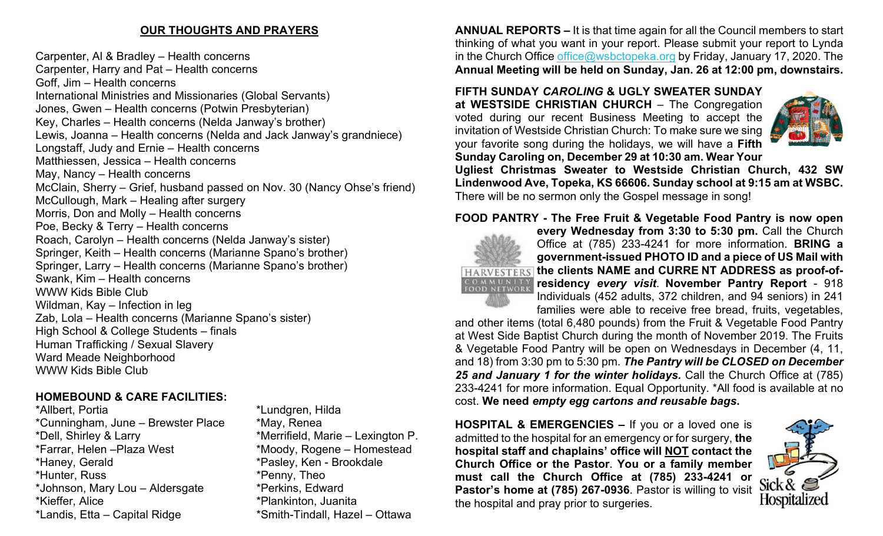## OUR THOUGHTS AND PRAYERS

Carpenter, Al & Bradley – Health concerns
Carpenter, Harry and Pat – Health concerns
Goff, Jim – Health concerns
International Ministries and Missionaries (Global Servants)
Jones, Gwen – Health concerns (Potwin Presbyterian)
Key, Charles – Health concerns (Nelda Janway's brother)
Lewis, Joanna – Health concerns (Nelda and Jack Janway's grandniece)
Longstaff, Judy and Ernie – Health concerns
Matthiessen, Jessica – Health concerns
May, Nancy – Health concerns
McClain, Sherry – Grief, husband passed on Nov. 30 (Nancy Ohse's friend)
McCullough, Mark – Healing after surgery
Morris, Don and Molly – Health concerns
Poe, Becky & Terry – Health concerns
Roach, Carolyn – Health concerns (Nelda Janway's sister)
Springer, Keith – Health concerns (Marianne Spano's brother)
Springer, Larry – Health concerns (Marianne Spano's brother)
Swank, Kim – Health concerns
WWW Kids Bible Club
Wildman, Kay – Infection in leg
Zab, Lola – Health concerns (Marianne Spano's sister)
High School & College Students – finals
Human Trafficking / Sexual Slavery
Ward Meade Neighborhood
WWW Kids Bible Club

**HOMEBOUND & CARE FACILITIES:**

*Allbert, Portia
*Cunningham, June – Brewster Place
*Dell, Shirley & Larry
*Farrar, Helen –Plaza West
*Haney, Gerald
*Hunter, Russ
*Johnson, Mary Lou – Aldersgate
*Kieffer, Alice
*Landis, Etta – Capital Ridge
*Lundgren, Hilda
*May, Renea
*Merrifield, Marie – Lexington P.
*Moody, Rogene – Homestead
*Pasley, Ken - Brookdale
*Penny, Theo
*Perkins, Edward
*Plankinton, Juanita
*Smith-Tindall, Hazel – Ottawa

**ANNUAL REPORTS –** It is that time again for all the Council members to start thinking of what you want in your report. Please submit your report to Lynda in the Church Office office@wsbctopeka.org by Friday, January 17, 2020. The **Annual Meeting will be held on Sunday, Jan. 26 at 12:00 pm, downstairs.**

**FIFTH SUNDAY *CAROLING* & UGLY SWEATER SUNDAY at WESTSIDE CHRISTIAN CHURCH** – The Congregation voted during our recent Business Meeting to accept the invitation of Westside Christian Church: To make sure we sing your favorite song during the holidays, we will have a **Fifth Sunday Caroling on, December 29 at 10:30 am. Wear Your Ugliest Christmas Sweater to Westside Christian Church, 432 SW Lindenwood Ave, Topeka, KS 66606. Sunday school at 9:15 am at WSBC.** There will be no sermon only the Gospel message in song!

**FOOD PANTRY - The Free Fruit & Vegetable Food Pantry is now open every Wednesday from 3:30 to 5:30 pm.** Call the Church Office at (785) 233-4241 for more information. **BRING a government-issued PHOTO ID and a piece of US Mail with the clients NAME and CURRE NT ADDRESS as proof-of-residency *every visit*. November Pantry Report** - 918 Individuals (452 adults, 372 children, and 94 seniors) in 241 families were able to receive free bread, fruits, vegetables, and other items (total 6,480 pounds) from the Fruit & Vegetable Food Pantry at West Side Baptist Church during the month of November 2019. The Fruits & Vegetable Food Pantry will be open on Wednesdays in December (4, 11, and 18) from 3:30 pm to 5:30 pm. ***The Pantry will be CLOSED on December 25 and January 1 for the winter holidays.*** Call the Church Office at (785) 233-4241 for more information. Equal Opportunity. *All food is available at no cost. **We need *empty egg cartons and reusable bags*.**

**HOSPITAL & EMERGENCIES –** If you or a loved one is admitted to the hospital for an emergency or for surgery, **the hospital staff and chaplains' office will NOT contact the Church Office or the Pastor**. **You or a family member must call the Church Office at (785) 233-4241 or Pastor's home at (785) 267-0936**. Pastor is willing to visit the hospital and pray prior to surgeries.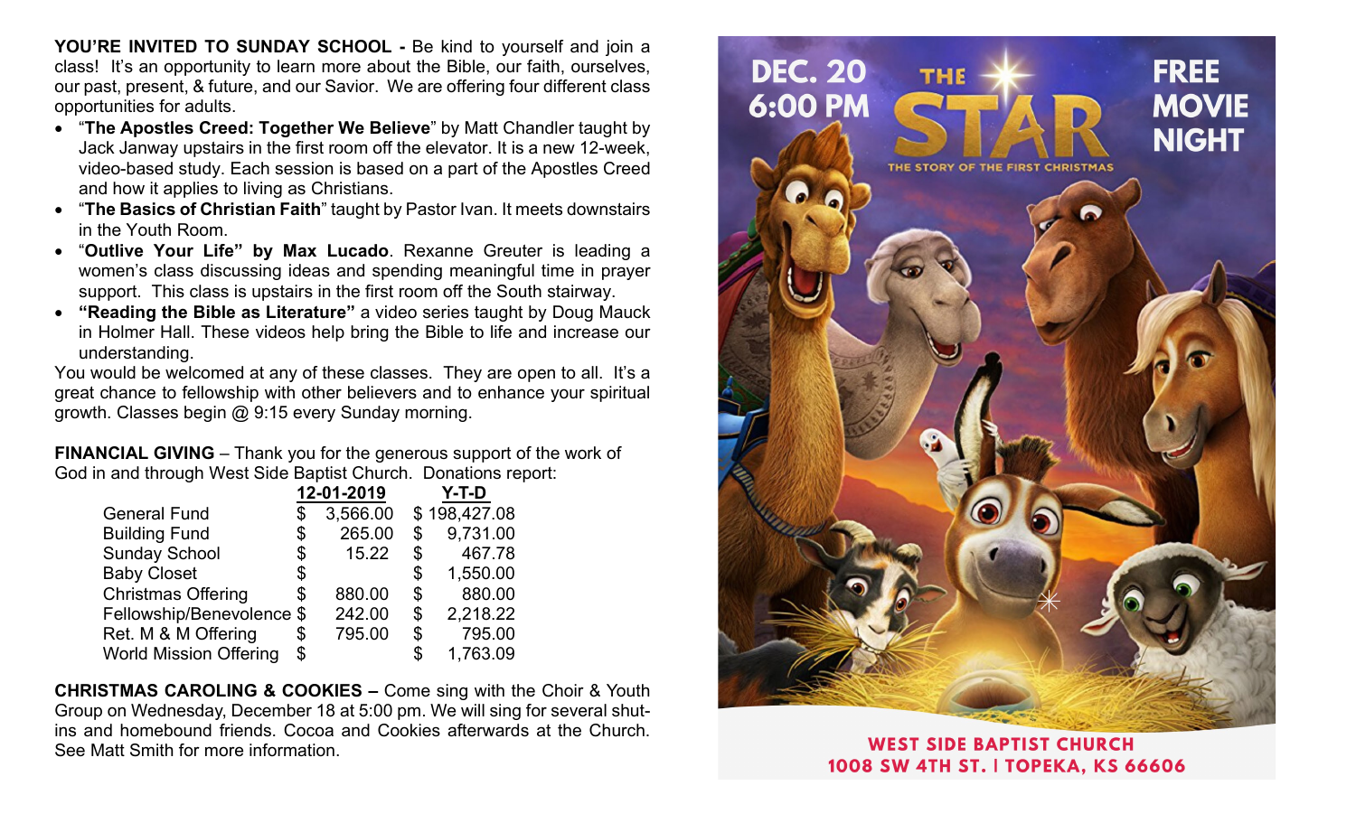**YOU'RE INVITED TO SUNDAY SCHOOL -** Be kind to yourself and join a class! It's an opportunity to learn more about the Bible, our faith, ourselves, our past, present, & future, and our Savior. We are offering four different class opportunities for adults.

- "**The Apostles Creed: Together We Believe**" by Matt Chandler taught by Jack Janway upstairs in the first room off the elevator. It is a new 12-week, video-based study. Each session is based on a part of the Apostles Creed and how it applies to living as Christians.
- "**The Basics of Christian Faith**" taught by Pastor Ivan. It meets downstairs in the Youth Room.
- "**Outlive Your Life" by Max Lucado**. Rexanne Greuter is leading a women's class discussing ideas and spending meaningful time in prayer support. This class is upstairs in the first room off the South stairway.
- **"Reading the Bible as Literature"** a video series taught by Doug Mauck in Holmer Hall. These videos help bring the Bible to life and increase our understanding.

You would be welcomed at any of these classes. They are open to all. It's a great chance to fellowship with other believers and to enhance your spiritual growth. Classes begin @ 9:15 every Sunday morning.

**FINANCIAL GIVING** – Thank you for the generous support of the work of God in and through West Side Baptist Church. Donations report:

| | 12-01-2019 | Y-T-D |
|---|---|---|
| General Fund | $ 3,566.00 | $ 198,427.08 |
| Building Fund | $ 265.00 | $ 9,731.00 |
| Sunday School | $ 15.22 | $ 467.78 |
| Baby Closet | $ | $ 1,550.00 |
| Christmas Offering | $ 880.00 | $ 880.00 |
| Fellowship/Benevolence | $ 242.00 | $ 2,218.22 |
| Ret. M & M Offering | $ 795.00 | $ 795.00 |
| World Mission Offering | $ | $ 1,763.09 |

**CHRISTMAS CAROLING & COOKIES –** Come sing with the Choir & Youth Group on Wednesday, December 18 at 5:00 pm. We will sing for several shut-ins and homebound friends. Cocoa and Cookies afterwards at the Church. See Matt Smith for more information.

DEC. 20
6:00 PM

THE STAR
THE STORY OF THE FIRST CHRISTMAS

FREE MOVIE NIGHT

WEST SIDE BAPTIST CHURCH
1008 SW 4TH ST. | TOPEKA, KS 66606